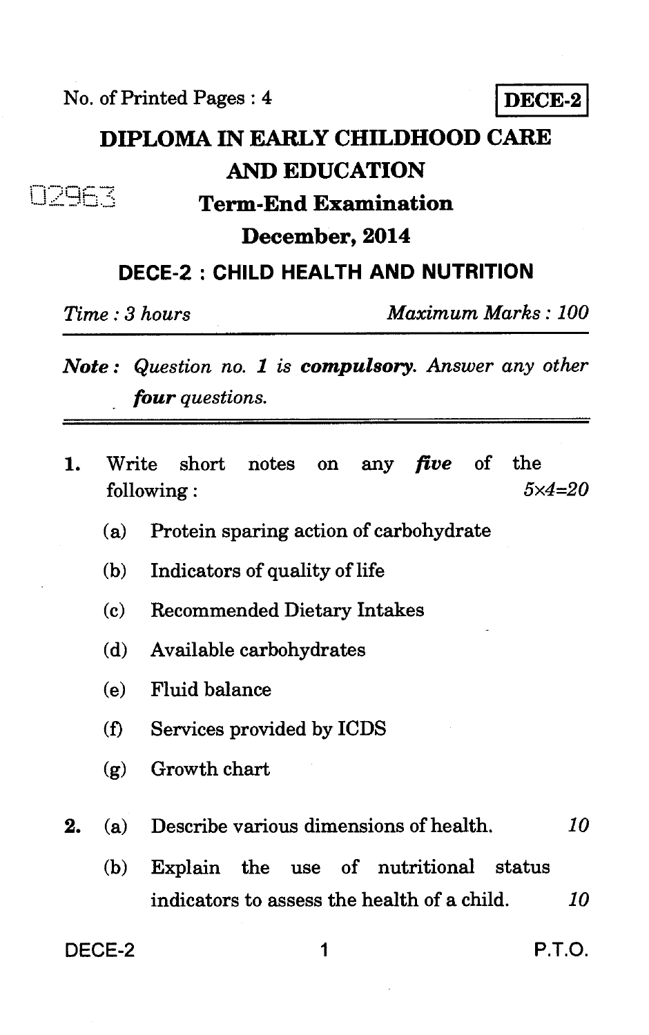No. of Printed Pages : 4

**DECE-2**

# DIPLOMA IN EARLY CHILDHOOD CARE AND EDUCATION

02963

## Term-End Examination

## December, 2014

## DECE-2 : CHILD HEALTH AND NUTRITION

*Time : 3 hours* *Maximum Marks : 100*

***Note :*** *Question no. 1 is* ***compulsory****. Answer any other* ***four*** *questions.*

---

1. Write short notes on any ***five*** of the following : *5×4=20*

   (a) Protein sparing action of carbohydrate

   (b) Indicators of quality of life

   (c) Recommended Dietary Intakes

   (d) Available carbohydrates

   (e) Fluid balance

   (f) Services provided by ICDS

   (g) Growth chart

2. (a) Describe various dimensions of health. *10*

   (b) Explain the use of nutritional status indicators to assess the health of a child. *10*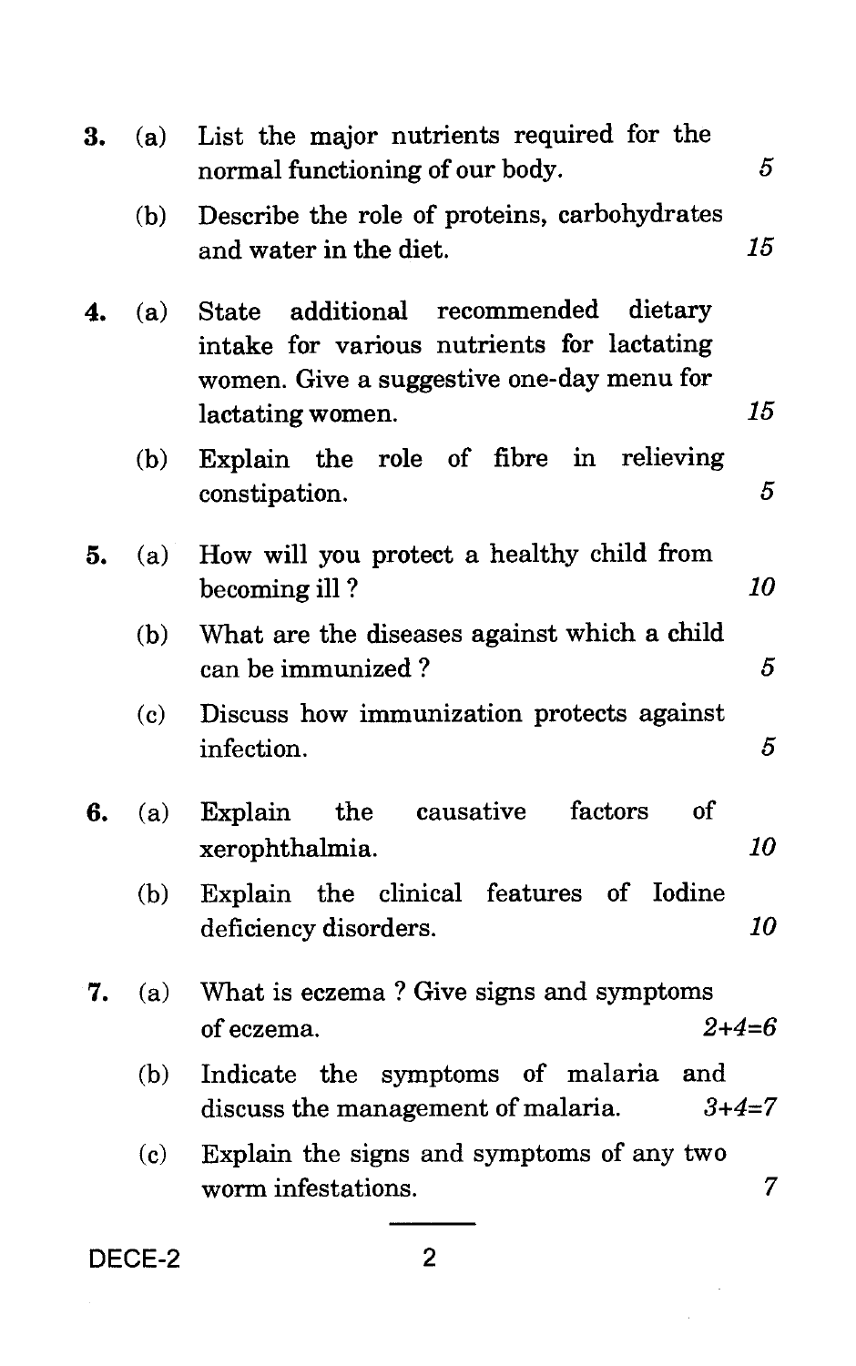3\. (a) List the major nutrients required for the normal functioning of our body. 5

(b) Describe the role of proteins, carbohydrates and water in the diet. 15

4\. (a) State additional recommended dietary intake for various nutrients for lactating women. Give a suggestive one-day menu for lactating women. 15

(b) Explain the role of fibre in relieving constipation. 5

5\. (a) How will you protect a healthy child from becoming ill ? 10

(b) What are the diseases against which a child can be immunized ? 5

(c) Discuss how immunization protects against infection. 5

6\. (a) Explain the causative factors of xerophthalmia. 10

(b) Explain the clinical features of Iodine deficiency disorders. 10

7\. (a) What is eczema ? Give signs and symptoms of eczema. 2+4=6

(b) Indicate the symptoms of malaria and discuss the management of malaria. 3+4=7

(c) Explain the signs and symptoms of any two worm infestations. 7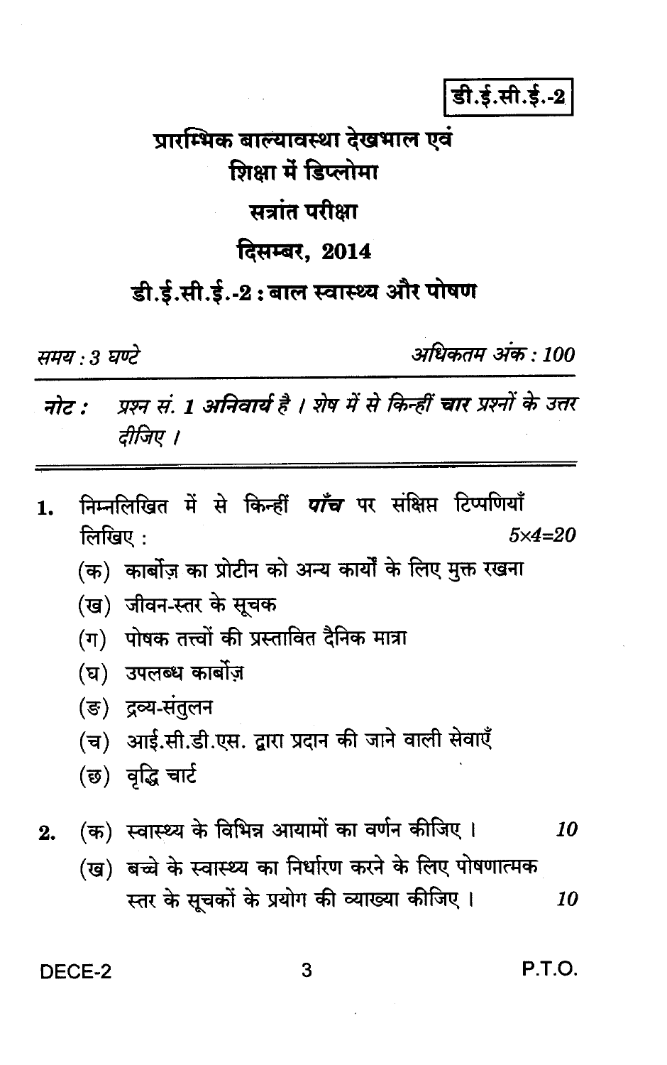**डी.ई.सी.ई.-2**

# प्रारम्भिक बाल्यावस्था देखभाल एवं शिक्षा में डिप्लोमा

## सत्रांत परीक्षा

## दिसम्बर, 2014

## डी.ई.सी.ई.-2 : बाल स्वास्थ्य और पोषण

*समय : 3 घण्टे* *अधिकतम अंक : 100*

*नोट : प्रश्न सं. 1 अनिवार्य है । शेष में से किन्हीं **चार** प्रश्नों के उत्तर दीजिए ।*

---

1. निम्नलिखित में से किन्हीं ***पाँच*** पर संक्षिप्त टिप्पणियाँ लिखिए : *5×4=20*

   (क) कार्बोज़ का प्रोटीन को अन्य कार्यों के लिए मुक्त रखना

   (ख) जीवन-स्तर के सूचक

   (ग) पोषक तत्त्वों की प्रस्तावित दैनिक मात्रा

   (घ) उपलब्ध कार्बोज़

   (ङ) द्रव्य-संतुलन

   (च) आई.सी.डी.एस. द्वारा प्रदान की जाने वाली सेवाएँ

   (छ) वृद्धि चार्ट

2. (क) स्वास्थ्य के विभिन्न आयामों का वर्णन कीजिए । *10*

   (ख) बच्चे के स्वास्थ्य का निर्धारण करने के लिए पोषणात्मक स्तर के सूचकों के प्रयोग की व्याख्या कीजिए । *10*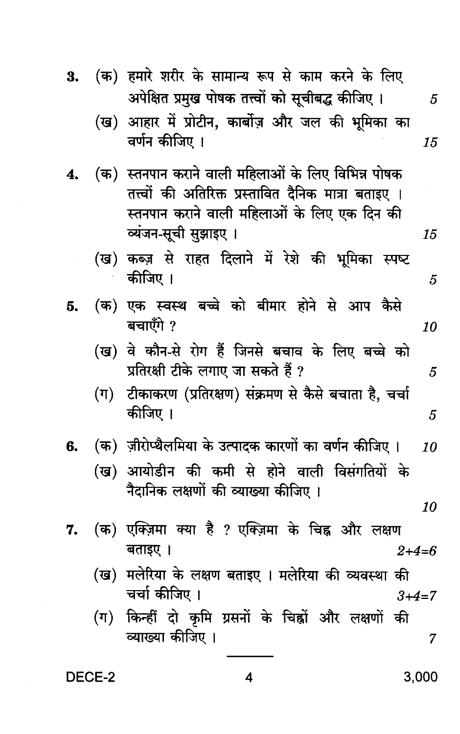3. (क) हमारे शरीर के सामान्य रूप से काम करने के लिए अपेक्षित प्रमुख पोषक तत्त्वों को सूचीबद्ध कीजिए । 5

   (ख) आहार में प्रोटीन, कार्बोज़ और जल की भूमिका का वर्णन कीजिए । 15

4. (क) स्तनपान कराने वाली महिलाओं के लिए विभिन्न पोषक तत्त्वों की अतिरिक्त प्रस्तावित दैनिक मात्रा बताइए । स्तनपान कराने वाली महिलाओं के लिए एक दिन की व्यंजन-सूची सुझाइए । 15

   (ख) कब्ज़ से राहत दिलाने में रेशे की भूमिका स्पष्ट कीजिए । 5

5. (क) एक स्वस्थ बच्चे को बीमार होने से आप कैसे बचाएँगे ? 10

   (ख) वे कौन-से रोग हैं जिनसे बचाव के लिए बच्चे को प्रतिरक्षी टीके लगाए जा सकते हैं ? 5

   (ग) टीकाकरण (प्रतिरक्षण) संक्रमण से कैसे बचाता है, चर्चा कीजिए । 5

6. (क) ज़ीरोप्थैलमिया के उत्पादक कारणों का वर्णन कीजिए । 10

   (ख) आयोडीन की कमी से होने वाली विसंगतियों के नैदानिक लक्षणों की व्याख्या कीजिए । 10

7. (क) एक्ज़िमा क्या है ? एक्ज़िमा के चिह्न और लक्षण बताइए । 2+4=6

   (ख) मलेरिया के लक्षण बताइए । मलेरिया की व्यवस्था की चर्चा कीजिए । 3+4=7

   (ग) किन्हीं दो कृमि ग्रसनों के चिह्नों और लक्षणों की व्याख्या कीजिए । 7

---

DECE-2 3,000